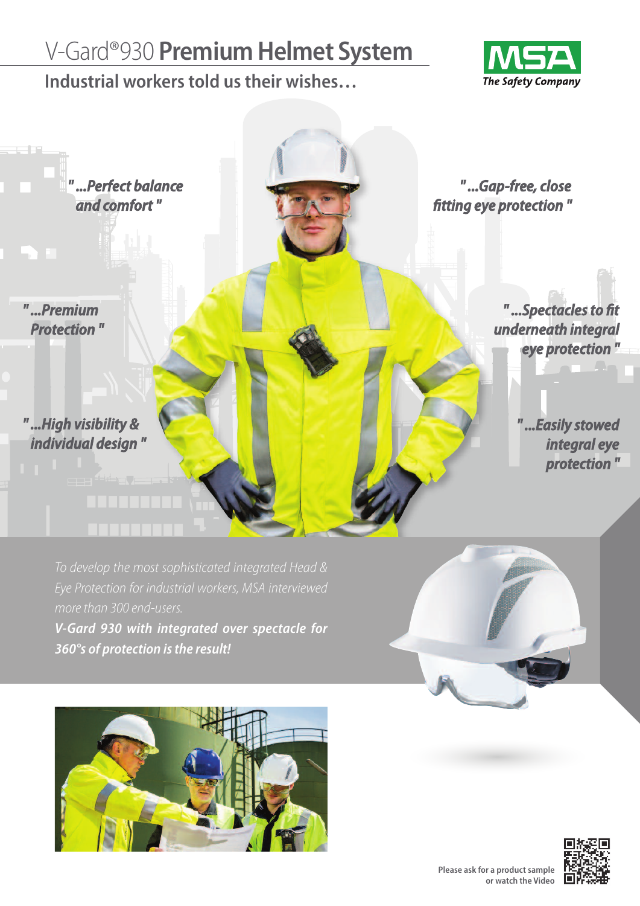# V-Gard®930 **Premium Helmet System**

## Industrial workers told us their wishes…

MSA
*The Safety Company*

***"...Perfect balance and comfort"***

***"...Gap-free, close fitting eye protection"***

***"...Premium Protection"***

***"...Spectacles to fit underneath integral eye protection"***

***"...High visibility & individual design"***

***"...Easily stowed integral eye protection"***

*To develop the most sophisticated integrated Head & Eye Protection for industrial workers, MSA interviewed more than 300 end-users.*

***V-Gard 930 with integrated over spectacle for 360°s of protection is the result!***

**Please ask for a product sample or watch the Video**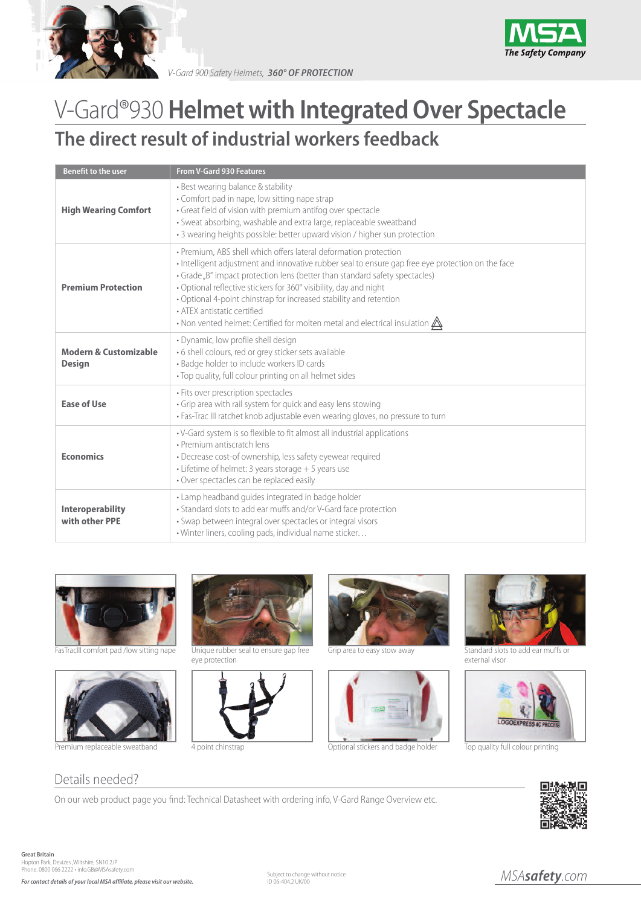*V-Gard 900 Safety Helmets, **360° OF PROTECTION***

# V-Gard®930 **Helmet with Integrated Over Spectacle**

## The direct result of industrial workers feedback

| Benefit to the user | From V-Gard 930 Features |
|---|---|
| **High Wearing Comfort** | • Best wearing balance & stability<br>• Comfort pad in nape, low sitting nape strap<br>• Great field of vision with premium antifog over spectacle<br>• Sweat absorbing, washable and extra large, replaceable sweatband<br>• 3 wearing heights possible: better upward vision / higher sun protection |
| **Premium Protection** | • Premium, ABS shell which offers lateral deformation protection<br>• Intelligent adjustment and innovative rubber seal to ensure gap free eye protection on the face<br>• Grade „B" impact protection lens (better than standard safety spectacles)<br>• Optional reflective stickers for 360° visibility, day and night<br>• Optional 4-point chinstrap for increased stability and retention<br>• ATEX antistatic certified<br>• Non vented helmet: Certified for molten metal and electrical insulation |
| **Modern & Customizable Design** | • Dynamic, low profile shell design<br>• 6 shell colours, red or grey sticker sets available<br>• Badge holder to include workers ID cards<br>• Top quality, full colour printing on all helmet sides |
| **Ease of Use** | • Fits over prescription spectacles<br>• Grip area with rail system for quick and easy lens stowing<br>• Fas-Trac III ratchet knob adjustable even wearing gloves, no pressure to turn |
| **Economics** | • V-Gard system is so flexible to fit almost all industrial applications<br>• Premium antiscratch lens<br>• Decrease cost-of ownership, less safety eyewear required<br>• Lifetime of helmet: 3 years storage + 5 years use<br>• Over spectacles can be replaced easily |
| **Interoperability with other PPE** | • Lamp headband guides integrated in badge holder<br>• Standard slots to add ear muffs and/or V-Gard face protection<br>• Swap between integral over spectacles or integral visors<br>• Winter liners, cooling pads, individual name sticker… |

FasTracIII comfort pad /low sitting nape

Unique rubber seal to ensure gap free eye protection

Grip area to easy stow away

Standard slots to add ear muffs or external visor

Premium replaceable sweatband

4 point chinstrap

Optional stickers and badge holder

Top quality full colour printing

## Details needed?

On our web product page you find: Technical Datasheet with ordering info, V-Gard Range Overview etc.

**Great Britain**
Hopton Park, Devizes ,Wiltshire, SN10 2JP
Phone. 0800 066 2222 • info.GB@MSAsafety.com

***For contact details of your local MSA affiliate, please visit our website.***

Subject to change without notice
ID 06-404.2 UK/00

MSA**safety**.com